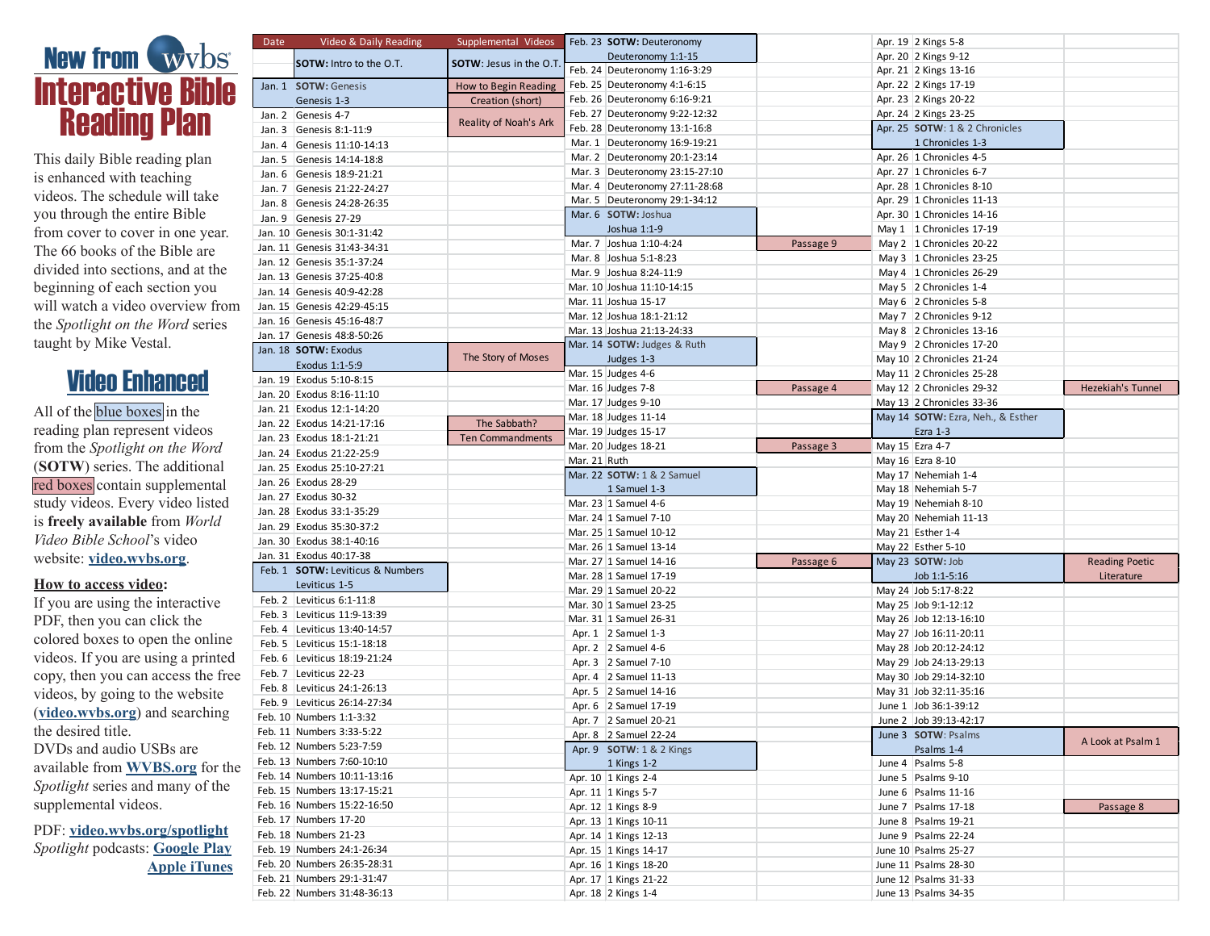# New from WVBS

# Interactive Bible Reading Plan

This daily Bible reading plan is enhanced with teaching videos. The schedule will take you through the entire Bible from cover to cover in one year. The 66 books of the Bible are divided into sections, and at the beginning of each section you will watch a video overview from the *Spotlight on the Word* series taught by Mike Vestal.

## Video Enhanced

All of the blue boxes in the reading plan represent videos from the *Spotlight on the Word* (**SOTW**) series. The additional red boxes contain supplemental study videos. Every video listed is **freely available** from *World Video Bible School*'s video website: **video.wvbs.org**.

**How to access video:**
If you are using the interactive PDF, then you can click the colored boxes to open the online videos. If you are using a printed copy, then you can access the free videos, by going to the website (**video.wvbs.org**) and searching the desired title.
DVDs and audio USBs are available from **WVBS.org** for the *Spotlight* series and many of the supplemental videos.

PDF: **video.wvbs.org/spotlight**
*Spotlight* podcasts: **Google Play** **Apple iTunes**

| Date | Video & Daily Reading | Supplemental Videos |
|---|---|---|
| | **SOTW**: Intro to the O.T. | **SOTW**: Jesus in the O.T. |
| Jan. 1 | **SOTW:** Genesis — Genesis 1-3 | How to Begin Reading; Creation (short) |
| Jan. 2 | Genesis 4-7 | Reality of Noah's Ark |
| Jan. 3 | Genesis 8:1-11:9 | |
| Jan. 4 | Genesis 11:10-14:13 | |
| Jan. 5 | Genesis 14:14-18:8 | |
| Jan. 6 | Genesis 18:9-21:21 | |
| Jan. 7 | Genesis 21:22-24:27 | |
| Jan. 8 | Genesis 24:28-26:35 | |
| Jan. 9 | Genesis 27-29 | |
| Jan. 10 | Genesis 30:1-31:42 | |
| Jan. 11 | Genesis 31:43-34:31 | |
| Jan. 12 | Genesis 35:1-37:24 | |
| Jan. 13 | Genesis 37:25-40:8 | |
| Jan. 14 | Genesis 40:9-42:28 | |
| Jan. 15 | Genesis 42:29-45:15 | |
| Jan. 16 | Genesis 45:16-48:7 | |
| Jan. 17 | Genesis 48:8-50:26 | |
| Jan. 18 | **SOTW:** Exodus — Exodus 1:1-5:9 | The Story of Moses |
| Jan. 19 | Exodus 5:10-8:15 | |
| Jan. 20 | Exodus 8:16-11:10 | |
| Jan. 21 | Exodus 12:1-14:20 | |
| Jan. 22 | Exodus 14:21-17:16 | The Sabbath? |
| Jan. 23 | Exodus 18:1-21:21 | Ten Commandments |
| Jan. 24 | Exodus 21:22-25:9 | |
| Jan. 25 | Exodus 25:10-27:21 | |
| Jan. 26 | Exodus 28-29 | |
| Jan. 27 | Exodus 30-32 | |
| Jan. 28 | Exodus 33:1-35:29 | |
| Jan. 29 | Exodus 35:30-37:2 | |
| Jan. 30 | Exodus 38:1-40:16 | |
| Jan. 31 | Exodus 40:17-38 | |
| Feb. 1 | **SOTW:** Leviticus & Numbers — Leviticus 1-5 | |
| Feb. 2 | Leviticus 6:1-11:8 | |
| Feb. 3 | Leviticus 11:9-13:39 | |
| Feb. 4 | Leviticus 13:40-14:57 | |
| Feb. 5 | Leviticus 15:1-18:18 | |
| Feb. 6 | Leviticus 18:19-21:24 | |
| Feb. 7 | Leviticus 22-23 | |
| Feb. 8 | Leviticus 24:1-26:13 | |
| Feb. 9 | Leviticus 26:14-27:34 | |
| Feb. 10 | Numbers 1:1-3:32 | |
| Feb. 11 | Numbers 3:33-5:22 | |
| Feb. 12 | Numbers 5:23-7:59 | |
| Feb. 13 | Numbers 7:60-10:10 | |
| Feb. 14 | Numbers 10:11-13:16 | |
| Feb. 15 | Numbers 13:17-15:21 | |
| Feb. 16 | Numbers 15:22-16:50 | |
| Feb. 17 | Numbers 17-20 | |
| Feb. 18 | Numbers 21-23 | |
| Feb. 19 | Numbers 24:1-26:34 | |
| Feb. 20 | Numbers 26:35-28:31 | |
| Feb. 21 | Numbers 29:1-31:47 | |
| Feb. 22 | Numbers 31:48-36:13 | |
| Feb. 23 | **SOTW:** Deuteronomy — Deuteronomy 1:1-15 | |
| Feb. 24 | Deuteronomy 1:16-3:29 | |
| Feb. 25 | Deuteronomy 4:1-6:15 | |
| Feb. 26 | Deuteronomy 6:16-9:21 | |
| Feb. 27 | Deuteronomy 9:22-12:32 | |
| Feb. 28 | Deuteronomy 13:1-16:8 | |
| Mar. 1 | Deuteronomy 16:9-19:21 | |
| Mar. 2 | Deuteronomy 20:1-23:14 | |
| Mar. 3 | Deuteronomy 23:15-27:10 | |
| Mar. 4 | Deuteronomy 27:11-28:68 | |
| Mar. 5 | Deuteronomy 29:1-34:12 | |
| Mar. 6 | **SOTW:** Joshua — Joshua 1:1-9 | |
| Mar. 7 | Joshua 1:10-4:24 | Passage 9 |
| Mar. 8 | Joshua 5:1-8:23 | |
| Mar. 9 | Joshua 8:24-11:9 | |
| Mar. 10 | Joshua 11:10-14:15 | |
| Mar. 11 | Joshua 15-17 | |
| Mar. 12 | Joshua 18:1-21:12 | |
| Mar. 13 | Joshua 21:13-24:33 | |
| Mar. 14 | **SOTW:** Judges & Ruth — Judges 1-3 | |
| Mar. 15 | Judges 4-6 | |
| Mar. 16 | Judges 7-8 | Passage 4 |
| Mar. 17 | Judges 9-10 | |
| Mar. 18 | Judges 11-14 | |
| Mar. 19 | Judges 15-17 | |
| Mar. 20 | Judges 18-21 | Passage 3 |
| Mar. 21 | Ruth | |
| Mar. 22 | **SOTW:** 1 & 2 Samuel — 1 Samuel 1-3 | |
| Mar. 23 | 1 Samuel 4-6 | |
| Mar. 24 | 1 Samuel 7-10 | |
| Mar. 25 | 1 Samuel 10-12 | |
| Mar. 26 | 1 Samuel 13-14 | |
| Mar. 27 | 1 Samuel 14-16 | Passage 6 |
| Mar. 28 | 1 Samuel 17-19 | |
| Mar. 29 | 1 Samuel 20-22 | |
| Mar. 30 | 1 Samuel 23-25 | |
| Mar. 31 | 1 Samuel 26-31 | |
| Apr. 1 | 2 Samuel 1-3 | |
| Apr. 2 | 2 Samuel 4-6 | |
| Apr. 3 | 2 Samuel 7-10 | |
| Apr. 4 | 2 Samuel 11-13 | |
| Apr. 5 | 2 Samuel 14-16 | |
| Apr. 6 | 2 Samuel 17-19 | |
| Apr. 7 | 2 Samuel 20-21 | |
| Apr. 8 | 2 Samuel 22-24 | |
| Apr. 9 | **SOTW:** 1 & 2 Kings — 1 Kings 1-2 | |
| Apr. 10 | 1 Kings 2-4 | |
| Apr. 11 | 1 Kings 5-7 | |
| Apr. 12 | 1 Kings 8-9 | |
| Apr. 13 | 1 Kings 10-11 | |
| Apr. 14 | 1 Kings 12-13 | |
| Apr. 15 | 1 Kings 14-17 | |
| Apr. 16 | 1 Kings 18-20 | |
| Apr. 17 | 1 Kings 21-22 | |
| Apr. 18 | 2 Kings 1-4 | |
| Apr. 19 | 2 Kings 5-8 | |
| Apr. 20 | 2 Kings 9-12 | |
| Apr. 21 | 2 Kings 13-16 | |
| Apr. 22 | 2 Kings 17-19 | |
| Apr. 23 | 2 Kings 20-22 | |
| Apr. 24 | 2 Kings 23-25 | |
| Apr. 25 | **SOTW:** 1 & 2 Chronicles — 1 Chronicles 1-3 | |
| Apr. 26 | 1 Chronicles 4-5 | |
| Apr. 27 | 1 Chronicles 6-7 | |
| Apr. 28 | 1 Chronicles 8-10 | |
| Apr. 29 | 1 Chronicles 11-13 | |
| Apr. 30 | 1 Chronicles 14-16 | |
| May 1 | 1 Chronicles 17-19 | |
| May 2 | 1 Chronicles 20-22 | |
| May 3 | 1 Chronicles 23-25 | |
| May 4 | 1 Chronicles 26-29 | |
| May 5 | 2 Chronicles 1-4 | |
| May 6 | 2 Chronicles 5-8 | |
| May 7 | 2 Chronicles 9-12 | |
| May 8 | 2 Chronicles 13-16 | |
| May 9 | 2 Chronicles 17-20 | |
| May 10 | 2 Chronicles 21-24 | |
| May 11 | 2 Chronicles 25-28 | |
| May 12 | 2 Chronicles 29-32 | Hezekiah's Tunnel |
| May 13 | 2 Chronicles 33-36 | |
| May 14 | **SOTW:** Ezra, Neh., & Esther — Ezra 1-3 | |
| May 15 | Ezra 4-7 | |
| May 16 | Ezra 8-10 | |
| May 17 | Nehemiah 1-4 | |
| May 18 | Nehemiah 5-7 | |
| May 19 | Nehemiah 8-10 | |
| May 20 | Nehemiah 11-13 | |
| May 21 | Esther 1-4 | |
| May 22 | Esther 5-10 | |
| May 23 | **SOTW:** Job — Job 1:1-5:16 | Reading Poetic Literature |
| May 24 | Job 5:17-8:22 | |
| May 25 | Job 9:1-12:12 | |
| May 26 | Job 12:13-16:10 | |
| May 27 | Job 16:11-20:11 | |
| May 28 | Job 20:12-24:12 | |
| May 29 | Job 24:13-29:13 | |
| May 30 | Job 29:14-32:10 | |
| May 31 | Job 32:11-35:16 | |
| June 1 | Job 36:1-39:12 | |
| June 2 | Job 39:13-42:17 | |
| June 3 | **SOTW:** Psalms — Psalms 1-4 | A Look at Psalm 1 |
| June 4 | Psalms 5-8 | |
| June 5 | Psalms 9-10 | |
| June 6 | Psalms 11-16 | |
| June 7 | Psalms 17-18 | Passage 8 |
| June 8 | Psalms 19-21 | |
| June 9 | Psalms 22-24 | |
| June 10 | Psalms 25-27 | |
| June 11 | Psalms 28-30 | |
| June 12 | Psalms 31-33 | |
| June 13 | Psalms 34-35 | |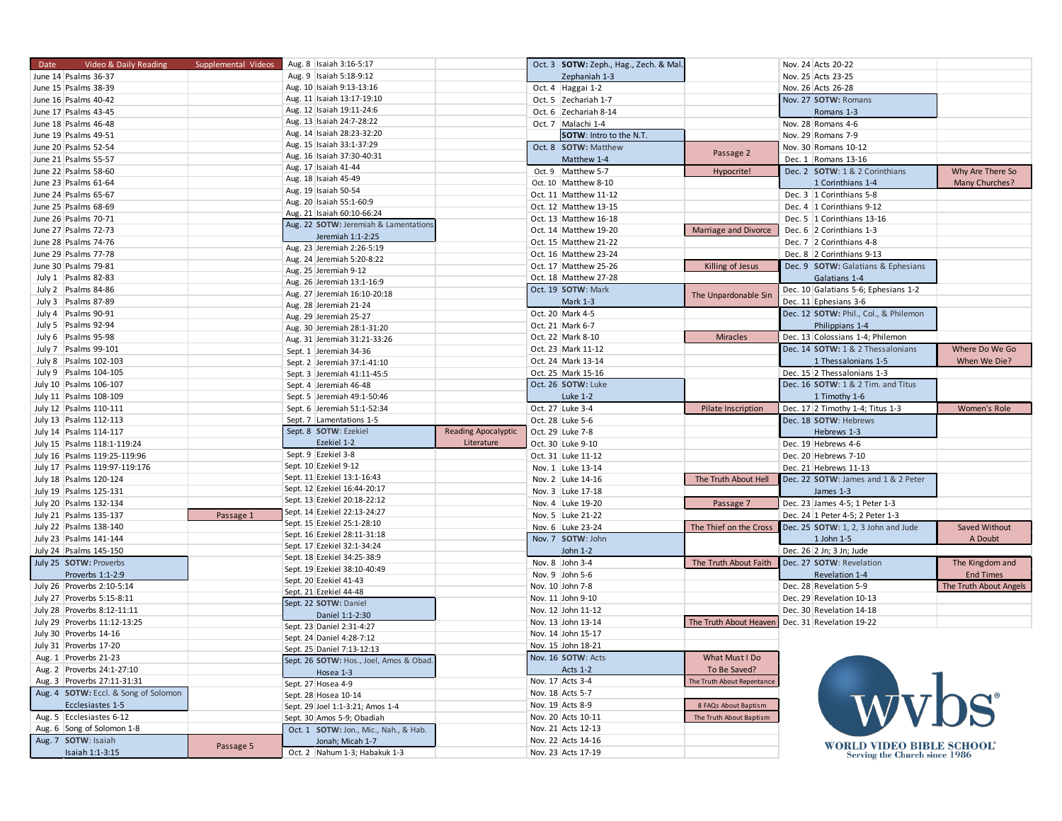| Date | Video & Daily Reading | Supplemental Videos |
|---|---|---|
| June 14 | Psalms 36-37 | |
| June 15 | Psalms 38-39 | |
| June 16 | Psalms 40-42 | |
| June 17 | Psalms 43-45 | |
| June 18 | Psalms 46-48 | |
| June 19 | Psalms 49-51 | |
| June 20 | Psalms 52-54 | |
| June 21 | Psalms 55-57 | |
| June 22 | Psalms 58-60 | |
| June 23 | Psalms 61-64 | |
| June 24 | Psalms 65-67 | |
| June 25 | Psalms 68-69 | |
| June 26 | Psalms 70-71 | |
| June 27 | Psalms 72-73 | |
| June 28 | Psalms 74-76 | |
| June 29 | Psalms 77-78 | |
| June 30 | Psalms 79-81 | |
| July 1 | Psalms 82-83 | |
| July 2 | Psalms 84-86 | |
| July 3 | Psalms 87-89 | |
| July 4 | Psalms 90-91 | |
| July 5 | Psalms 92-94 | |
| July 6 | Psalms 95-98 | |
| July 7 | Psalms 99-101 | |
| July 8 | Psalms 102-103 | |
| July 9 | Psalms 104-105 | |
| July 10 | Psalms 106-107 | |
| July 11 | Psalms 108-109 | |
| July 12 | Psalms 110-111 | |
| July 13 | Psalms 112-113 | |
| July 14 | Psalms 114-117 | |
| July 15 | Psalms 118:1-119:24 | |
| July 16 | Psalms 119:25-119:96 | |
| July 17 | Psalms 119:97-119:176 | |
| July 18 | Psalms 120-124 | |
| July 19 | Psalms 125-131 | |
| July 20 | Psalms 132-134 | |
| July 21 | Psalms 135-137 | Passage 1 |
| July 22 | Psalms 138-140 | |
| July 23 | Psalms 141-144 | |
| July 24 | Psalms 145-150 | |
| July 25 | **SOTW:** Proverbs<br>Proverbs 1:1-2:9 | |
| July 26 | Proverbs 2:10-5:14 | |
| July 27 | Proverbs 5:15-8:11 | |
| July 28 | Proverbs 8:12-11:11 | |
| July 29 | Proverbs 11:12-13:25 | |
| July 30 | Proverbs 14-16 | |
| July 31 | Proverbs 17-20 | |
| Aug. 1 | Proverbs 21-23 | |
| Aug. 2 | Proverbs 24:1-27:10 | |
| Aug. 3 | Proverbs 27:11-31:31 | |
| Aug. 4 | **SOTW:** Eccl. & Song of Solomon<br>Ecclesiastes 1-5 | |
| Aug. 5 | Ecclesiastes 6-12 | |
| Aug. 6 | Song of Solomon 1-8 | |
| Aug. 7 | **SOTW:** Isaiah<br>Isaiah 1:1-3:15 | Passage 5 |
| Aug. 8 | Isaiah 3:16-5:17 | |
| Aug. 9 | Isaiah 5:18-9:12 | |
| Aug. 10 | Isaiah 9:13-13:16 | |
| Aug. 11 | Isaiah 13:17-19:10 | |
| Aug. 12 | Isaiah 19:11-24:6 | |
| Aug. 13 | Isaiah 24:7-28:22 | |
| Aug. 14 | Isaiah 28:23-32:20 | |
| Aug. 15 | Isaiah 33:1-37:29 | |
| Aug. 16 | Isaiah 37:30-40:31 | |
| Aug. 17 | Isaiah 41-44 | |
| Aug. 18 | Isaiah 45-49 | |
| Aug. 19 | Isaiah 50-54 | |
| Aug. 20 | Isaiah 55:1-60:9 | |
| Aug. 21 | Isaiah 60:10-66:24 | |
| Aug. 22 | **SOTW:** Jeremiah & Lamentations<br>Jeremiah 1:1-2:25 | |
| Aug. 23 | Jeremiah 2:26-5:19 | |
| Aug. 24 | Jeremiah 5:20-8:22 | |
| Aug. 25 | Jeremiah 9-12 | |
| Aug. 26 | Jeremiah 13:1-16:9 | |
| Aug. 27 | Jeremiah 16:10-20:18 | |
| Aug. 28 | Jeremiah 21-24 | |
| Aug. 29 | Jeremiah 25-27 | |
| Aug. 30 | Jeremiah 28:1-31:20 | |
| Aug. 31 | Jeremiah 31:21-33:26 | |
| Sept. 1 | Jeremiah 34-36 | |
| Sept. 2 | Jeremiah 37:1-41:10 | |
| Sept. 3 | Jeremiah 41:11-45:5 | |
| Sept. 4 | Jeremiah 46-48 | |
| Sept. 5 | Jeremiah 49:1-50:46 | |
| Sept. 6 | Jeremiah 51:1-52:34 | |
| Sept. 7 | Lamentations 1-5 | |
| Sept. 8 | **SOTW:** Ezekiel<br>Ezekiel 1-2 | Reading Apocalyptic Literature |
| Sept. 9 | Ezekiel 3-8 | |
| Sept. 10 | Ezekiel 9-12 | |
| Sept. 11 | Ezekiel 13:1-16:43 | |
| Sept. 12 | Ezekiel 16:44-20:17 | |
| Sept. 13 | Ezekiel 20:18-22:12 | |
| Sept. 14 | Ezekiel 22:13-24:27 | |
| Sept. 15 | Ezekiel 25:1-28:10 | |
| Sept. 16 | Ezekiel 28:11-31:18 | |
| Sept. 17 | Ezekiel 32:1-34:24 | |
| Sept. 18 | Ezekiel 34:25-38:9 | |
| Sept. 19 | Ezekiel 38:10-40:49 | |
| Sept. 20 | Ezekiel 41-43 | |
| Sept. 21 | Ezekiel 44-48 | |
| Sept. 22 | **SOTW:** Daniel<br>Daniel 1:1-2:30 | |
| Sept. 23 | Daniel 2:31-4:27 | |
| Sept. 24 | Daniel 4:28-7:12 | |
| Sept. 25 | Daniel 7:13-12:13 | |
| Sept. 26 | **SOTW:** Hos., Joel, Amos & Obad.<br>Hosea 1-3 | |
| Sept. 27 | Hosea 4-9 | |
| Sept. 28 | Hosea 10-14 | |
| Sept. 29 | Joel 1:1-3:21; Amos 1-4 | |
| Sept. 30 | Amos 5-9; Obadiah | |
| Oct. 1 | **SOTW:** Jon., Mic., Nah., & Hab.<br>Jonah; Micah 1-7 | |
| Oct. 2 | Nahum 1-3; Habakuk 1-3 | |
| Oct. 3 | **SOTW:** Zeph., Hag., Zech. & Mal.<br>Zephaniah 1-3 | |
| Oct. 4 | Haggai 1-2 | |
| Oct. 5 | Zechariah 1-7 | |
| Oct. 6 | Zechariah 8-14 | |
| Oct. 7 | Malachi 1-4 | |
| | **SOTW:** Intro to the N.T. | |
| Oct. 8 | **SOTW:** Matthew<br>Matthew 1-4 | Passage 2 |
| Oct. 9 | Matthew 5-7 | Hypocrite! |
| Oct. 10 | Matthew 8-10 | |
| Oct. 11 | Matthew 11-12 | |
| Oct. 12 | Matthew 13-15 | |
| Oct. 13 | Matthew 16-18 | |
| Oct. 14 | Matthew 19-20 | Marriage and Divorce |
| Oct. 15 | Matthew 21-22 | |
| Oct. 16 | Matthew 23-24 | |
| Oct. 17 | Matthew 25-26 | Killing of Jesus |
| Oct. 18 | Matthew 27-28 | |
| Oct. 19 | **SOTW:** Mark<br>Mark 1-3 | The Unpardonable Sin |
| Oct. 20 | Mark 4-5 | |
| Oct. 21 | Mark 6-7 | |
| Oct. 22 | Mark 8-10 | Miracles |
| Oct. 23 | Mark 11-12 | |
| Oct. 24 | Mark 13-14 | |
| Oct. 25 | Mark 15-16 | |
| Oct. 26 | **SOTW:** Luke<br>Luke 1-2 | |
| Oct. 27 | Luke 3-4 | Pilate Inscription |
| Oct. 28 | Luke 5-6 | |
| Oct. 29 | Luke 7-8 | |
| Oct. 30 | Luke 9-10 | |
| Oct. 31 | Luke 11-12 | |
| Nov. 1 | Luke 13-14 | |
| Nov. 2 | Luke 14-16 | The Truth About Hell |
| Nov. 3 | Luke 17-18 | |
| Nov. 4 | Luke 19-20 | Passage 7 |
| Nov. 5 | Luke 21-22 | |
| Nov. 6 | Luke 23-24 | The Thief on the Cross |
| Nov. 7 | **SOTW:** John<br>John 1-2 | |
| Nov. 8 | John 3-4 | The Truth About Faith |
| Nov. 9 | John 5-6 | |
| Nov. 10 | John 7-8 | |
| Nov. 11 | John 9-10 | |
| Nov. 12 | John 11-12 | |
| Nov. 13 | John 13-14 | The Truth About Heaven |
| Nov. 14 | John 15-17 | |
| Nov. 15 | John 18-21 | |
| Nov. 16 | **SOTW:** Acts<br>Acts 1-2 | What Must I Do To Be Saved? |
| Nov. 17 | Acts 3-4 | The Truth About Repentance |
| Nov. 18 | Acts 5-7 | |
| Nov. 19 | Acts 8-9 | 8 FAQs About Baptism |
| Nov. 20 | Acts 10-11 | The Truth About Baptism |
| Nov. 21 | Acts 12-13 | |
| Nov. 22 | Acts 14-16 | |
| Nov. 23 | Acts 17-19 | |
| Nov. 24 | Acts 20-22 | |
| Nov. 25 | Acts 23-25 | |
| Nov. 26 | Acts 26-28 | |
| Nov. 27 | **SOTW:** Romans<br>Romans 1-3 | |
| Nov. 28 | Romans 4-6 | |
| Nov. 29 | Romans 7-9 | |
| Nov. 30 | Romans 10-12 | |
| Dec. 1 | Romans 13-16 | |
| Dec. 2 | **SOTW:** 1 & 2 Corinthians<br>1 Corinthians 1-4 | Why Are There So Many Churches? |
| Dec. 3 | 1 Corinthians 5-8 | |
| Dec. 4 | 1 Corinthians 9-12 | |
| Dec. 5 | 1 Corinthians 13-16 | |
| Dec. 6 | 2 Corinthians 1-3 | |
| Dec. 7 | 2 Corinthians 4-8 | |
| Dec. 8 | 2 Corinthians 9-13 | |
| Dec. 9 | **SOTW:** Galatians & Ephesians<br>Galatians 1-4 | |
| Dec. 10 | Galatians 5-6; Ephesians 1-2 | |
| Dec. 11 | Ephesians 3-6 | |
| Dec. 12 | **SOTW:** Phil., Col., & Philemon<br>Philippians 1-4 | |
| Dec. 13 | Colossians 1-4; Philemon | |
| Dec. 14 | **SOTW:** 1 & 2 Thessalonians<br>1 Thessalonians 1-5 | Where Do We Go When We Die? |
| Dec. 15 | 2 Thessalonians 1-3 | |
| Dec. 16 | **SOTW:** 1 & 2 Tim. and Titus<br>1 Timothy 1-6 | |
| Dec. 17 | 2 Timothy 1-4; Titus 1-3 | Women's Role |
| Dec. 18 | **SOTW:** Hebrews<br>Hebrews 1-3 | |
| Dec. 19 | Hebrews 4-6 | |
| Dec. 20 | Hebrews 7-10 | |
| Dec. 21 | Hebrews 11-13 | |
| Dec. 22 | **SOTW:** James and 1 & 2 Peter<br>James 1-3 | |
| Dec. 23 | James 4-5; 1 Peter 1-3 | |
| Dec. 24 | 1 Peter 4-5; 2 Peter 1-3 | |
| Dec. 25 | **SOTW:** 1, 2, 3 John and Jude<br>1 John 1-5 | Saved Without A Doubt |
| Dec. 26 | 2 Jn; 3 Jn; Jude | |
| Dec. 27 | **SOTW:** Revelation<br>Revelation 1-4 | The Kingdom and End Times |
| Dec. 28 | Revelation 5-9 | The Truth About Angels |
| Dec. 29 | Revelation 10-13 | |
| Dec. 30 | Revelation 14-18 | |
| Dec. 31 | Revelation 19-22 | |

wvbs®
WORLD VIDEO BIBLE SCHOOL®
Serving the Church since 1986